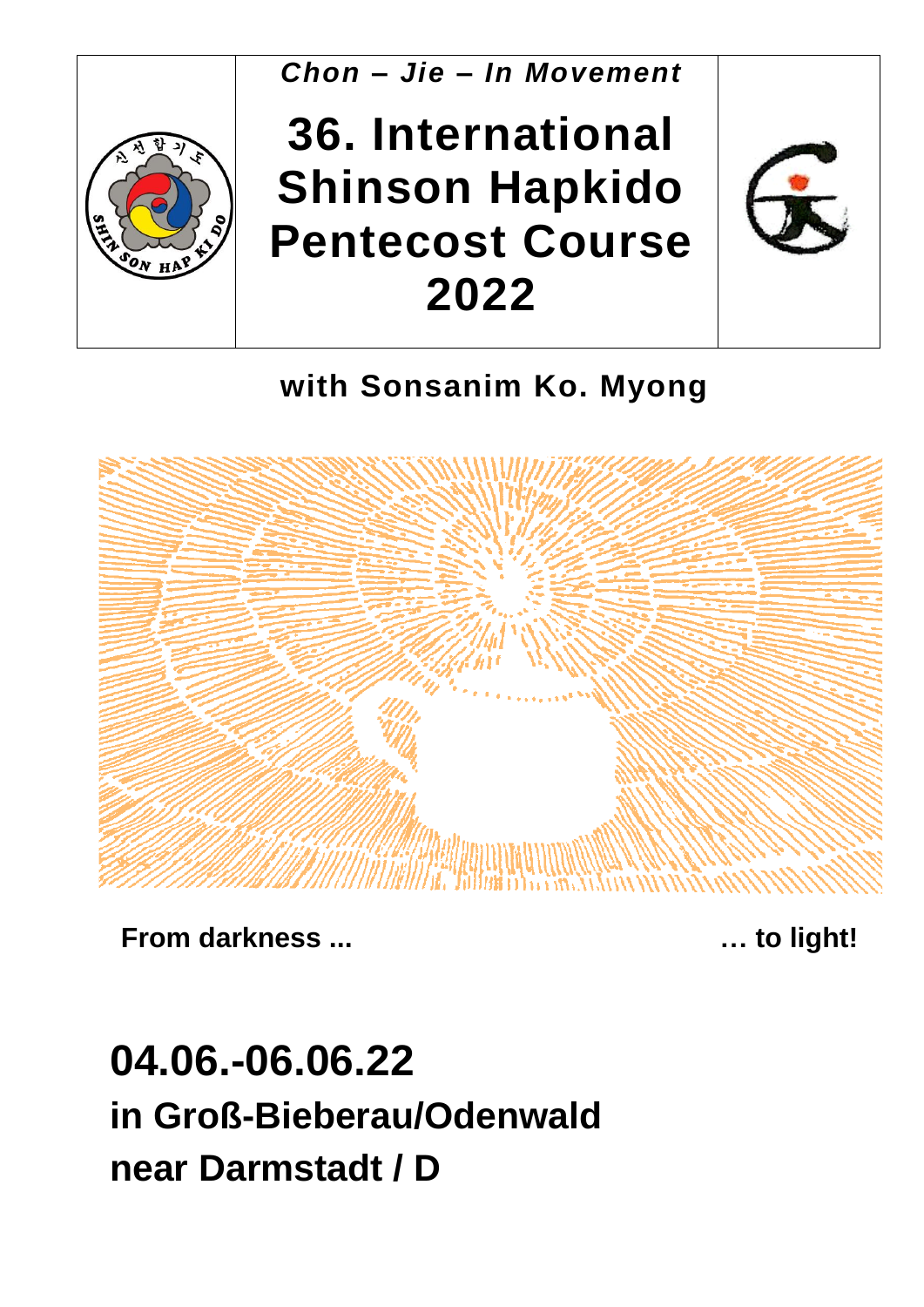*Chon – Jie – In Movement*

# 36. International Shinson Hapkido Pentecost Course 2022

**with Sonsanim Ko. Myong**

**From darkness ...** **… to light!**

## 04.06.-06.06.22

## in Groß-Bieberau/Odenwald

## near Darmstadt / D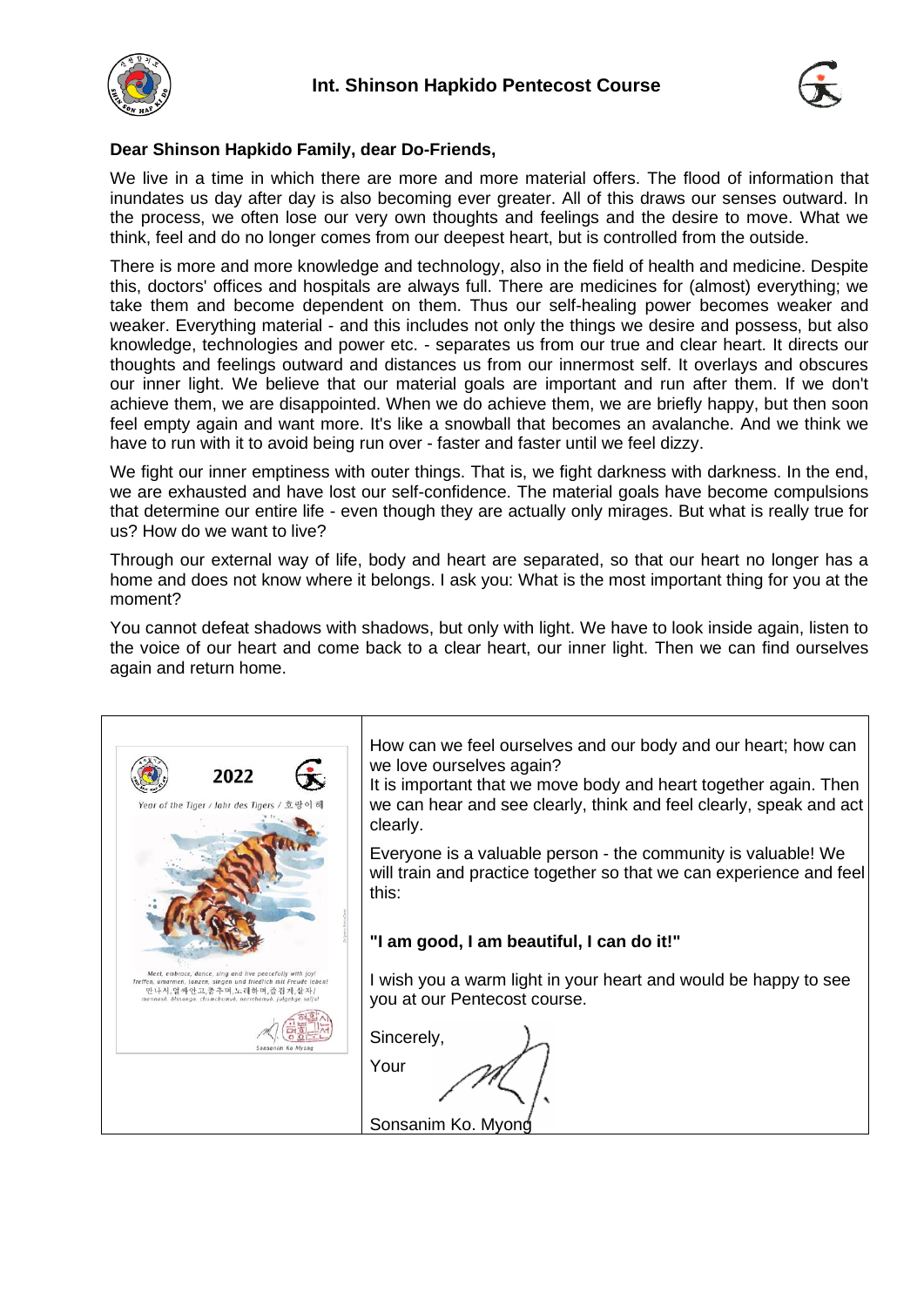# Int. Shinson Hapkido Pentecost Course

**Dear Shinson Hapkido Family, dear Do-Friends,**

We live in a time in which there are more and more material offers. The flood of information that inundates us day after day is also becoming ever greater. All of this draws our senses outward. In the process, we often lose our very own thoughts and feelings and the desire to move. What we think, feel and do no longer comes from our deepest heart, but is controlled from the outside.

There is more and more knowledge and technology, also in the field of health and medicine. Despite this, doctors' offices and hospitals are always full. There are medicines for (almost) everything; we take them and become dependent on them. Thus our self-healing power becomes weaker and weaker. Everything material - and this includes not only the things we desire and possess, but also knowledge, technologies and power etc. - separates us from our true and clear heart. It directs our thoughts and feelings outward and distances us from our innermost self. It overlays and obscures our inner light. We believe that our material goals are important and run after them. If we don't achieve them, we are disappointed. When we do achieve them, we are briefly happy, but then soon feel empty again and want more. It's like a snowball that becomes an avalanche. And we think we have to run with it to avoid being run over - faster and faster until we feel dizzy.

We fight our inner emptiness with outer things. That is, we fight darkness with darkness. In the end, we are exhausted and have lost our self-confidence. The material goals have become compulsions that determine our entire life - even though they are actually only mirages. But what is really true for us? How do we want to live?

Through our external way of life, body and heart are separated, so that our heart no longer has a home and does not know where it belongs. I ask you: What is the most important thing for you at the moment?

You cannot defeat shadows with shadows, but only with light. We have to look inside again, listen to the voice of our heart and come back to a clear heart, our inner light. Then we can find ourselves again and return home.

2022

*Year of the Tiger / Jahr des Tigers / 호랑이 해*

*Meet, embrace, dance, sing and live peacefully with joy!*
*Treffen, umarmen, tanzen, singen und friedlich mit Freude leben!*
*만나서, 얼싸안고, 춤추며, 노래하며, 즐겁게, 살자!*

Sonsanim Ko Myong

How can we feel ourselves and our body and our heart; how can we love ourselves again?
It is important that we move body and heart together again. Then we can hear and see clearly, think and feel clearly, speak and act clearly.

Everyone is a valuable person - the community is valuable! We will train and practice together so that we can experience and feel this:

**"I am good, I am beautiful, I can do it!"**

I wish you a warm light in your heart and would be happy to see you at our Pentecost course.

Sincerely,

Your

Sonsanim Ko. Myong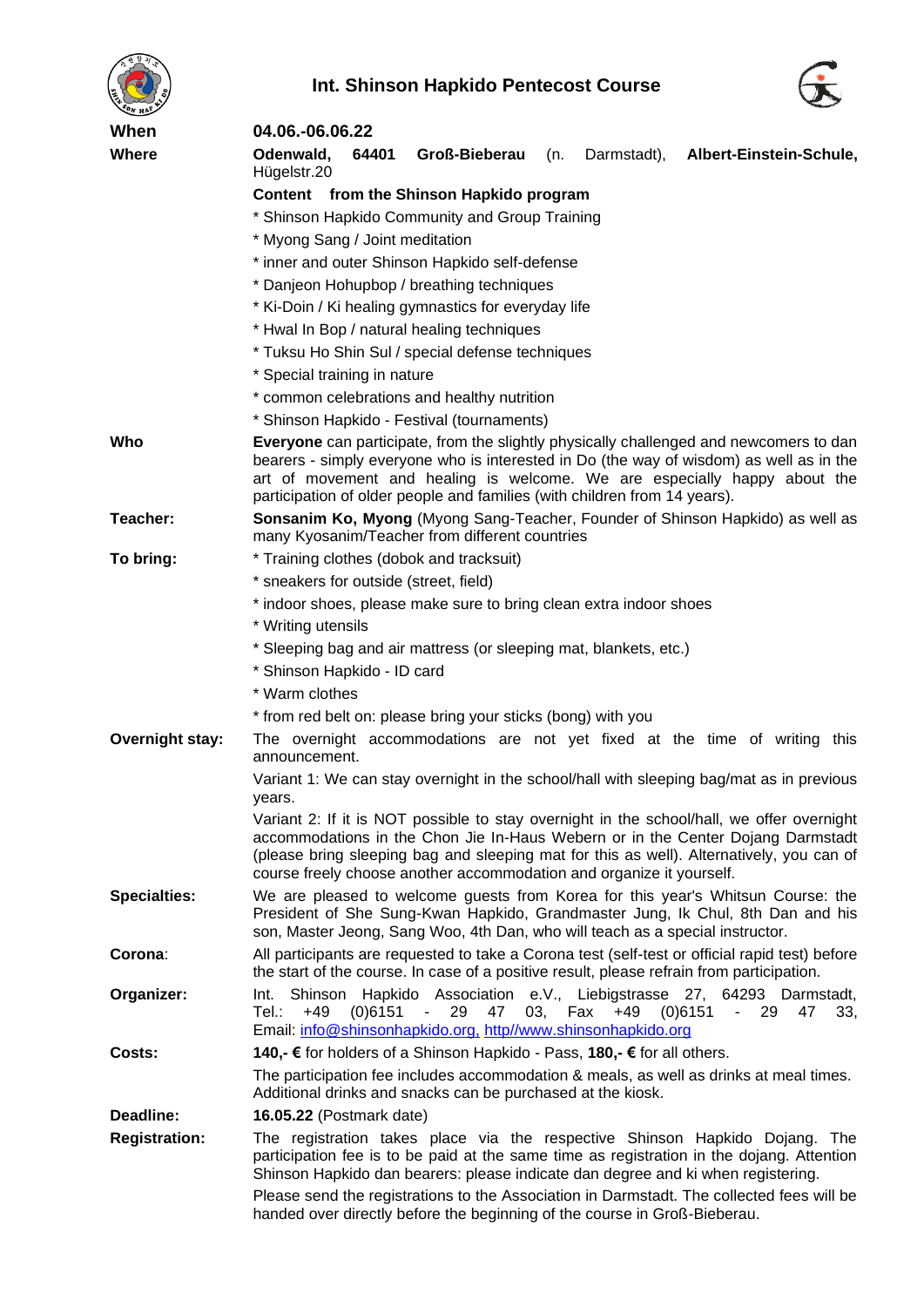# Int. Shinson Hapkido Pentecost Course

**When** **04.06.-06.06.22**

**Where** **Odenwald, 64401 Groß-Bieberau** (n. Darmstadt), **Albert-Einstein-Schule,** Hügelstr.20

**Content from the Shinson Hapkido program**

* Shinson Hapkido Community and Group Training
* Myong Sang / Joint meditation
* inner and outer Shinson Hapkido self-defense
* Danjeon Hohupbop / breathing techniques
* Ki-Doin / Ki healing gymnastics for everyday life
* Hwal In Bop / natural healing techniques
* Tuksu Ho Shin Sul / special defense techniques
* Special training in nature
* common celebrations and healthy nutrition
* Shinson Hapkido - Festival (tournaments)

**Who** **Everyone** can participate, from the slightly physically challenged and newcomers to dan bearers - simply everyone who is interested in Do (the way of wisdom) as well as in the art of movement and healing is welcome. We are especially happy about the participation of older people and families (with children from 14 years).

**Teacher:** **Sonsanim Ko, Myong** (Myong Sang-Teacher, Founder of Shinson Hapkido) as well as many Kyosanim/Teacher from different countries

**To bring:**

* Training clothes (dobok and tracksuit)
* sneakers for outside (street, field)
* indoor shoes, please make sure to bring clean extra indoor shoes
* Writing utensils
* Sleeping bag and air mattress (or sleeping mat, blankets, etc.)
* Shinson Hapkido - ID card
* Warm clothes
* from red belt on: please bring your sticks (bong) with you

**Overnight stay:** The overnight accommodations are not yet fixed at the time of writing this announcement.

Variant 1: We can stay overnight in the school/hall with sleeping bag/mat as in previous years.

Variant 2: If it is NOT possible to stay overnight in the school/hall, we offer overnight accommodations in the Chon Jie In-Haus Webern or in the Center Dojang Darmstadt (please bring sleeping bag and sleeping mat for this as well). Alternatively, you can of course freely choose another accommodation and organize it yourself.

**Specialties:** We are pleased to welcome guests from Korea for this year's Whitsun Course: the President of She Sung-Kwan Hapkido, Grandmaster Jung, Ik Chul, 8th Dan and his son, Master Jeong, Sang Woo, 4th Dan, who will teach as a special instructor.

**Corona**: All participants are requested to take a Corona test (self-test or official rapid test) before the start of the course. In case of a positive result, please refrain from participation.

**Organizer:** Int. Shinson Hapkido Association e.V., Liebigstrasse 27, 64293 Darmstadt, Tel.: +49 (0)6151 - 29 47 03, Fax +49 (0)6151 - 29 47 33, Email: info@shinsonhapkido.org, http//www.shinsonhapkido.org

**Costs:** **140,- €** for holders of a Shinson Hapkido - Pass, **180,- €** for all others.

The participation fee includes accommodation & meals, as well as drinks at meal times. Additional drinks and snacks can be purchased at the kiosk.

**Deadline:** **16.05.22** (Postmark date)

**Registration:** The registration takes place via the respective Shinson Hapkido Dojang. The participation fee is to be paid at the same time as registration in the dojang. Attention Shinson Hapkido dan bearers: please indicate dan degree and ki when registering.

Please send the registrations to the Association in Darmstadt. The collected fees will be handed over directly before the beginning of the course in Groß-Bieberau.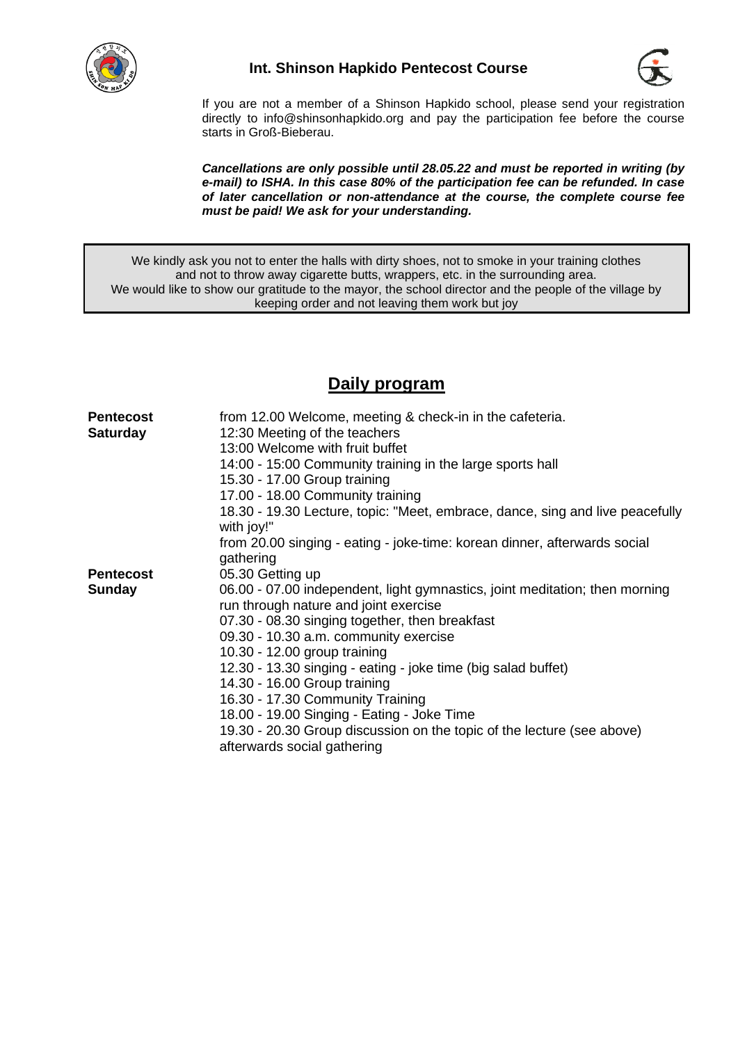# Int. Shinson Hapkido Pentecost Course

If you are not a member of a Shinson Hapkido school, please send your registration directly to info@shinsonhapkido.org and pay the participation fee before the course starts in Groß-Bieberau.

***Cancellations are only possible until 28.05.22 and must be reported in writing (by e-mail) to ISHA. In this case 80% of the participation fee can be refunded. In case of later cancellation or non-attendance at the course, the complete course fee must be paid! We ask for your understanding.***

> We kindly ask you not to enter the halls with dirty shoes, not to smoke in your training clothes and not to throw away cigarette butts, wrappers, etc. in the surrounding area.
> We would like to show our gratitude to the mayor, the school director and the people of the village by keeping order and not leaving them work but joy

## Daily program

**Pentecost Saturday**

from 12.00 Welcome, meeting & check-in in the cafeteria.
12:30 Meeting of the teachers
13:00 Welcome with fruit buffet
14:00 - 15:00 Community training in the large sports hall
15.30 - 17.00 Group training
17.00 - 18.00 Community training
18.30 - 19.30 Lecture, topic: "Meet, embrace, dance, sing and live peacefully with joy!"
from 20.00 singing - eating - joke-time: korean dinner, afterwards social gathering

**Pentecost Sunday**

05.30 Getting up
06.00 - 07.00 independent, light gymnastics, joint meditation; then morning run through nature and joint exercise
07.30 - 08.30 singing together, then breakfast
09.30 - 10.30 a.m. community exercise
10.30 - 12.00 group training
12.30 - 13.30 singing - eating - joke time (big salad buffet)
14.30 - 16.00 Group training
16.30 - 17.30 Community Training
18.00 - 19.00 Singing - Eating - Joke Time
19.30 - 20.30 Group discussion on the topic of the lecture (see above) afterwards social gathering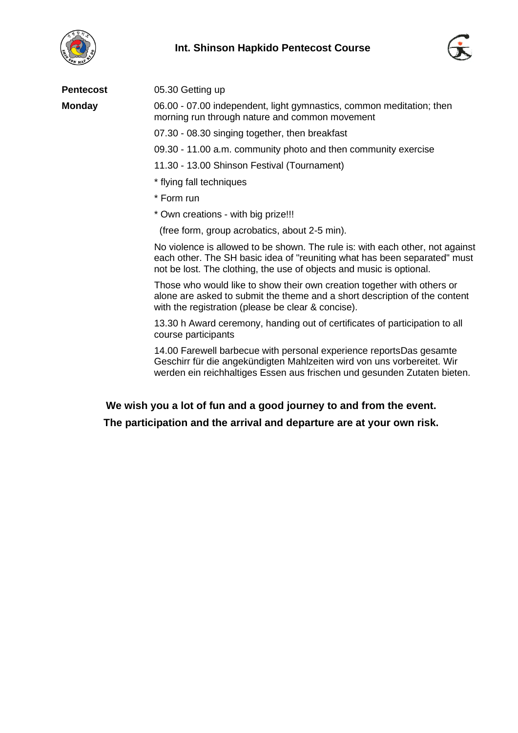**Int. Shinson Hapkido Pentecost Course**

| | |
|---|---|
| **Pentecost Monday** | 05.30 Getting up |
| | 06.00 - 07.00 independent, light gymnastics, common meditation; then morning run through nature and common movement |
| | 07.30 - 08.30 singing together, then breakfast |
| | 09.30 - 11.00 a.m. community photo and then community exercise |
| | 11.30 - 13.00 Shinson Festival (Tournament) |
| | * flying fall techniques |
| | * Form run |
| | * Own creations - with big prize!!! |
| | (free form, group acrobatics, about 2-5 min). |
| | No violence is allowed to be shown. The rule is: with each other, not against each other. The SH basic idea of "reuniting what has been separated" must not be lost. The clothing, the use of objects and music is optional. |
| | Those who would like to show their own creation together with others or alone are asked to submit the theme and a short description of the content with the registration (please be clear & concise). |
| | 13.30 h Award ceremony, handing out of certificates of participation to all course participants |
| | 14.00 Farewell barbecue with personal experience reportsDas gesamte Geschirr für die angekündigten Mahlzeiten wird von uns vorbereitet. Wir werden ein reichhaltiges Essen aus frischen und gesunden Zutaten bieten. |

**We wish you a lot of fun and a good journey to and from the event.**

**The participation and the arrival and departure are at your own risk.**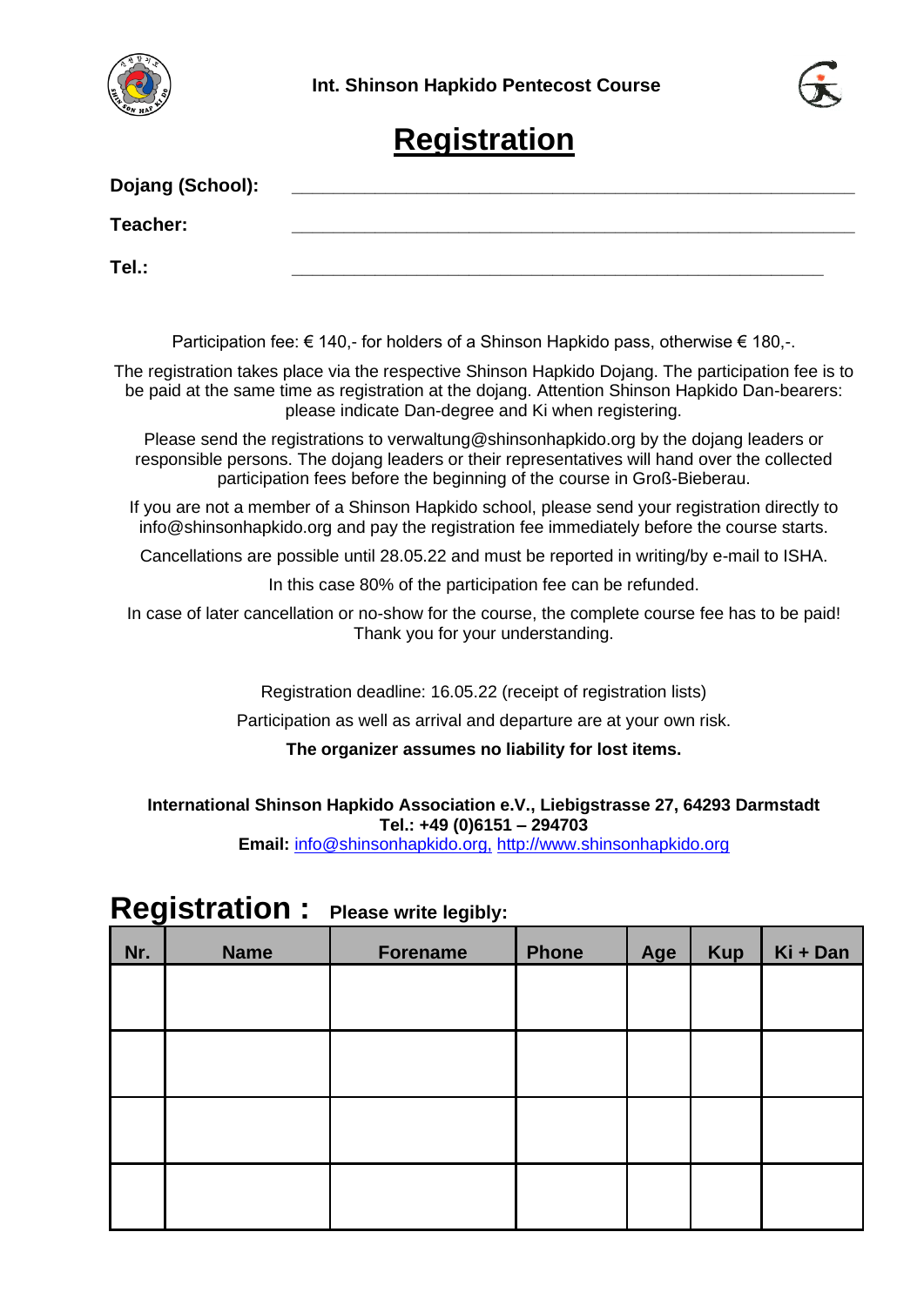**Int. Shinson Hapkido Pentecost Course**

# Registration

**Dojang (School):** ____________________________________________

**Teacher:** ____________________________________________

**Tel.:** ____________________________________________

Participation fee: € 140,- for holders of a Shinson Hapkido pass, otherwise € 180,-.

The registration takes place via the respective Shinson Hapkido Dojang. The participation fee is to be paid at the same time as registration at the dojang. Attention Shinson Hapkido Dan-bearers: please indicate Dan-degree and Ki when registering.

Please send the registrations to verwaltung@shinsonhapkido.org by the dojang leaders or responsible persons. The dojang leaders or their representatives will hand over the collected participation fees before the beginning of the course in Groß-Bieberau.

If you are not a member of a Shinson Hapkido school, please send your registration directly to info@shinsonhapkido.org and pay the registration fee immediately before the course starts.

Cancellations are possible until 28.05.22 and must be reported in writing/by e-mail to ISHA.

In this case 80% of the participation fee can be refunded.

In case of later cancellation or no-show for the course, the complete course fee has to be paid! Thank you for your understanding.

Registration deadline: 16.05.22 (receipt of registration lists)

Participation as well as arrival and departure are at your own risk.

**The organizer assumes no liability for lost items.**

**International Shinson Hapkido Association e.V., Liebigstrasse 27, 64293 Darmstadt**
**Tel.: +49 (0)6151 – 294703**
**Email:** info@shinsonhapkido.org, http://www.shinsonhapkido.org

## Registration : Please write legibly:

| Nr. | Name | Forename | Phone | Age | Kup | Ki + Dan |
|---|---|---|---|---|---|---|
| | | | | | | |
| | | | | | | |
| | | | | | | |
| | | | | | | |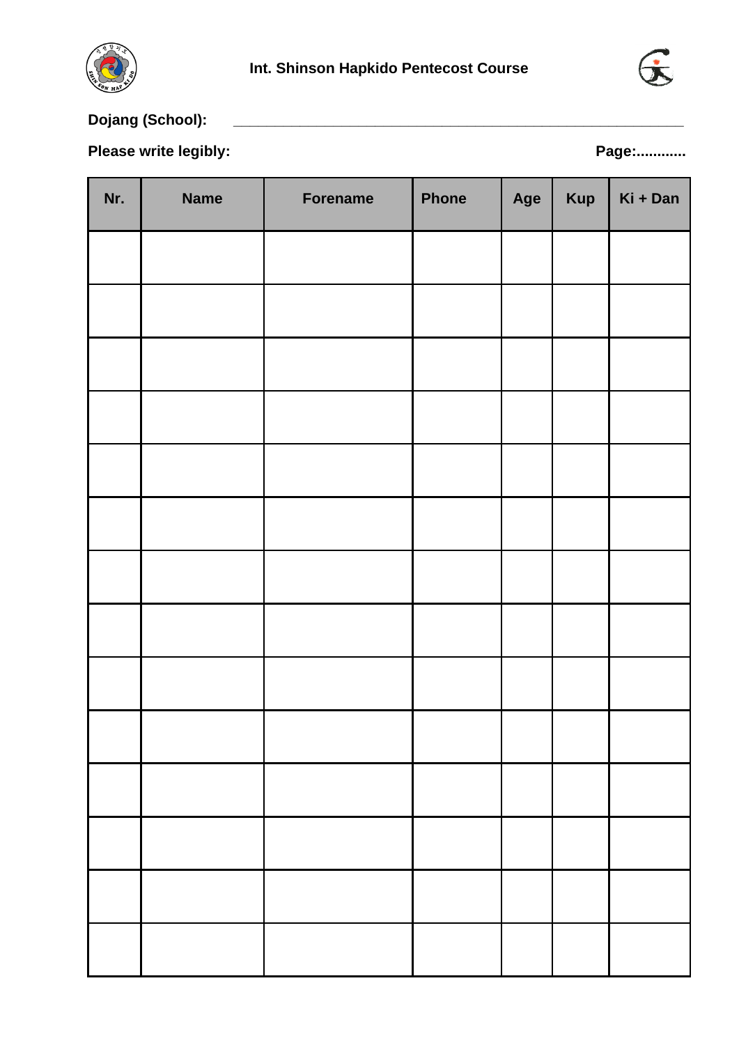**Int. Shinson Hapkido Pentecost Course**

**Dojang (School):** \_\_\_\_\_\_\_\_\_\_\_\_\_\_\_\_\_\_\_\_\_\_\_\_\_\_\_\_\_\_\_\_\_\_\_\_\_\_\_\_\_\_\_\_\_\_\_\_

**Please write legibly:** **Page:............**

| Nr. | Name | Forename | Phone | Age | Kup | Ki + Dan |
|---|---|---|---|---|---|---|
| | | | | | | |
| | | | | | | |
| | | | | | | |
| | | | | | | |
| | | | | | | |
| | | | | | | |
| | | | | | | |
| | | | | | | |
| | | | | | | |
| | | | | | | |
| | | | | | | |
| | | | | | | |
| | | | | | | |
| | | | | | | |